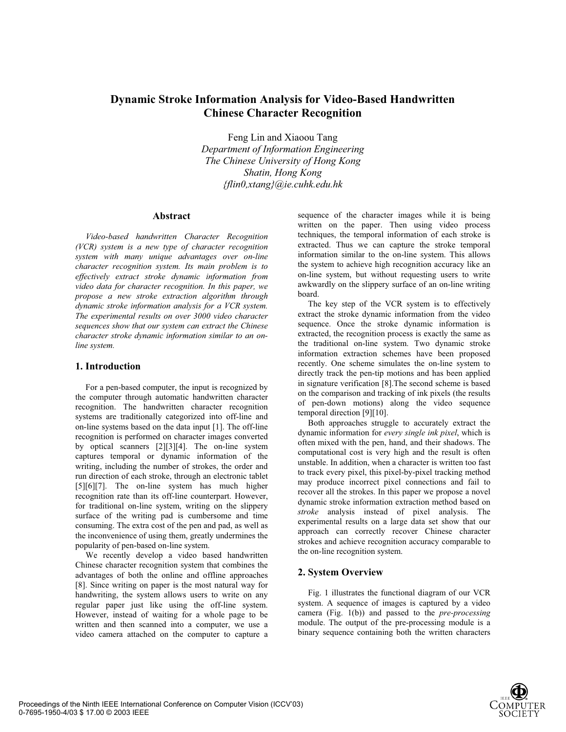# Dynamic Stroke Information Analysis for Video-Based Handwritten Chinese Character Recognition

Feng Lin and Xiaoou Tang

*Department of Information Engineering*
*The Chinese University of Hong Kong*
*Shatin, Hong Kong*
*{flin0,xtang}@ie.cuhk.edu.hk*

## Abstract

*Video-based handwritten Character Recognition (VCR) system is a new type of character recognition system with many unique advantages over on-line character recognition system. Its main problem is to effectively extract stroke dynamic information from video data for character recognition. In this paper, we propose a new stroke extraction algorithm through dynamic stroke information analysis for a VCR system. The experimental results on over 3000 video character sequences show that our system can extract the Chinese character stroke dynamic information similar to an on-line system.*

## 1. Introduction

For a pen-based computer, the input is recognized by the computer through automatic handwritten character recognition. The handwritten character recognition systems are traditionally categorized into off-line and on-line systems based on the data input [1]. The off-line recognition is performed on character images converted by optical scanners [2][3][4]. The on-line system captures temporal or dynamic information of the writing, including the number of strokes, the order and run direction of each stroke, through an electronic tablet [5][6][7]. The on-line system has much higher recognition rate than its off-line counterpart. However, for traditional on-line system, writing on the slippery surface of the writing pad is cumbersome and time consuming. The extra cost of the pen and pad, as well as the inconvenience of using them, greatly undermines the popularity of pen-based on-line system.

We recently develop a video based handwritten Chinese character recognition system that combines the advantages of both the online and offline approaches [8]. Since writing on paper is the most natural way for handwriting, the system allows users to write on any regular paper just like using the off-line system. However, instead of waiting for a whole page to be written and then scanned into a computer, we use a video camera attached on the computer to capture a sequence of the character images while it is being written on the paper. Then using video process techniques, the temporal information of each stroke is extracted. Thus we can capture the stroke temporal information similar to the on-line system. This allows the system to achieve high recognition accuracy like an on-line system, but without requesting users to write awkwardly on the slippery surface of an on-line writing board.

The key step of the VCR system is to effectively extract the stroke dynamic information from the video sequence. Once the stroke dynamic information is extracted, the recognition process is exactly the same as the traditional on-line system. Two dynamic stroke information extraction schemes have been proposed recently. One scheme simulates the on-line system to directly track the pen-tip motions and has been applied in signature verification [8].The second scheme is based on the comparison and tracking of ink pixels (the results of pen-down motions) along the video sequence temporal direction [9][10].

Both approaches struggle to accurately extract the dynamic information for *every single ink pixel*, which is often mixed with the pen, hand, and their shadows. The computational cost is very high and the result is often unstable. In addition, when a character is written too fast to track every pixel, this pixel-by-pixel tracking method may produce incorrect pixel connections and fail to recover all the strokes. In this paper we propose a novel dynamic stroke information extraction method based on *stroke* analysis instead of pixel analysis. The experimental results on a large data set show that our approach can correctly recover Chinese character strokes and achieve recognition accuracy comparable to the on-line recognition system.

## 2. System Overview

Fig. 1 illustrates the functional diagram of our VCR system. A sequence of images is captured by a video camera (Fig. 1(b)) and passed to the *pre-processing* module. The output of the pre-processing module is a binary sequence containing both the written characters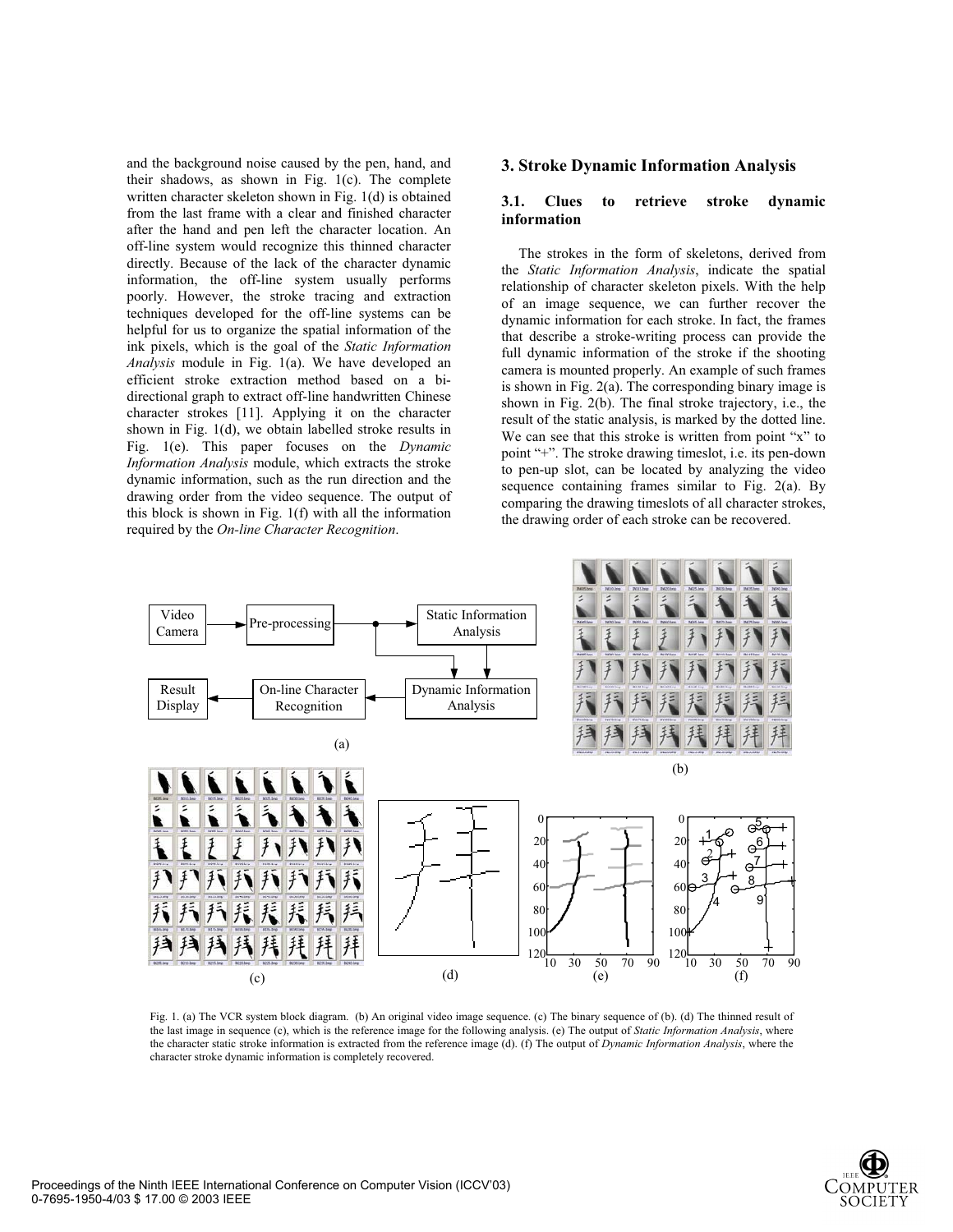and the background noise caused by the pen, hand, and their shadows, as shown in Fig. 1(c). The complete written character skeleton shown in Fig. 1(d) is obtained from the last frame with a clear and finished character after the hand and pen left the character location. An off-line system would recognize this thinned character directly. Because of the lack of the character dynamic information, the off-line system usually performs poorly. However, the stroke tracing and extraction techniques developed for the off-line systems can be helpful for us to organize the spatial information of the ink pixels, which is the goal of the *Static Information Analysis* module in Fig. 1(a). We have developed an efficient stroke extraction method based on a bi-directional graph to extract off-line handwritten Chinese character strokes [11]. Applying it on the character shown in Fig. 1(d), we obtain labelled stroke results in Fig. 1(e). This paper focuses on the *Dynamic Information Analysis* module, which extracts the stroke dynamic information, such as the run direction and the drawing order from the video sequence. The output of this block is shown in Fig. 1(f) with all the information required by the *On-line Character Recognition*.

## 3. Stroke Dynamic Information Analysis

### 3.1. Clues to retrieve stroke dynamic information

The strokes in the form of skeletons, derived from the *Static Information Analysis*, indicate the spatial relationship of character skeleton pixels. With the help of an image sequence, we can further recover the dynamic information for each stroke. In fact, the frames that describe a stroke-writing process can provide the full dynamic information of the stroke if the shooting camera is mounted properly. An example of such frames is shown in Fig. 2(a). The corresponding binary image is shown in Fig. 2(b). The final stroke trajectory, i.e., the result of the static analysis, is marked by the dotted line. We can see that this stroke is written from point "x" to point "+". The stroke drawing timeslot, i.e. its pen-down to pen-up slot, can be located by analyzing the video sequence containing frames similar to Fig. 2(a). By comparing the drawing timeslots of all character strokes, the drawing order of each stroke can be recovered.

Fig. 1. (a) The VCR system block diagram. (b) An original video image sequence. (c) The binary sequence of (b). (d) The thinned result of the last image in sequence (c), which is the reference image for the following analysis. (e) The output of *Static Information Analysis*, where the character static stroke information is extracted from the reference image (d). (f) The output of *Dynamic Information Analysis*, where the character stroke dynamic information is completely recovered.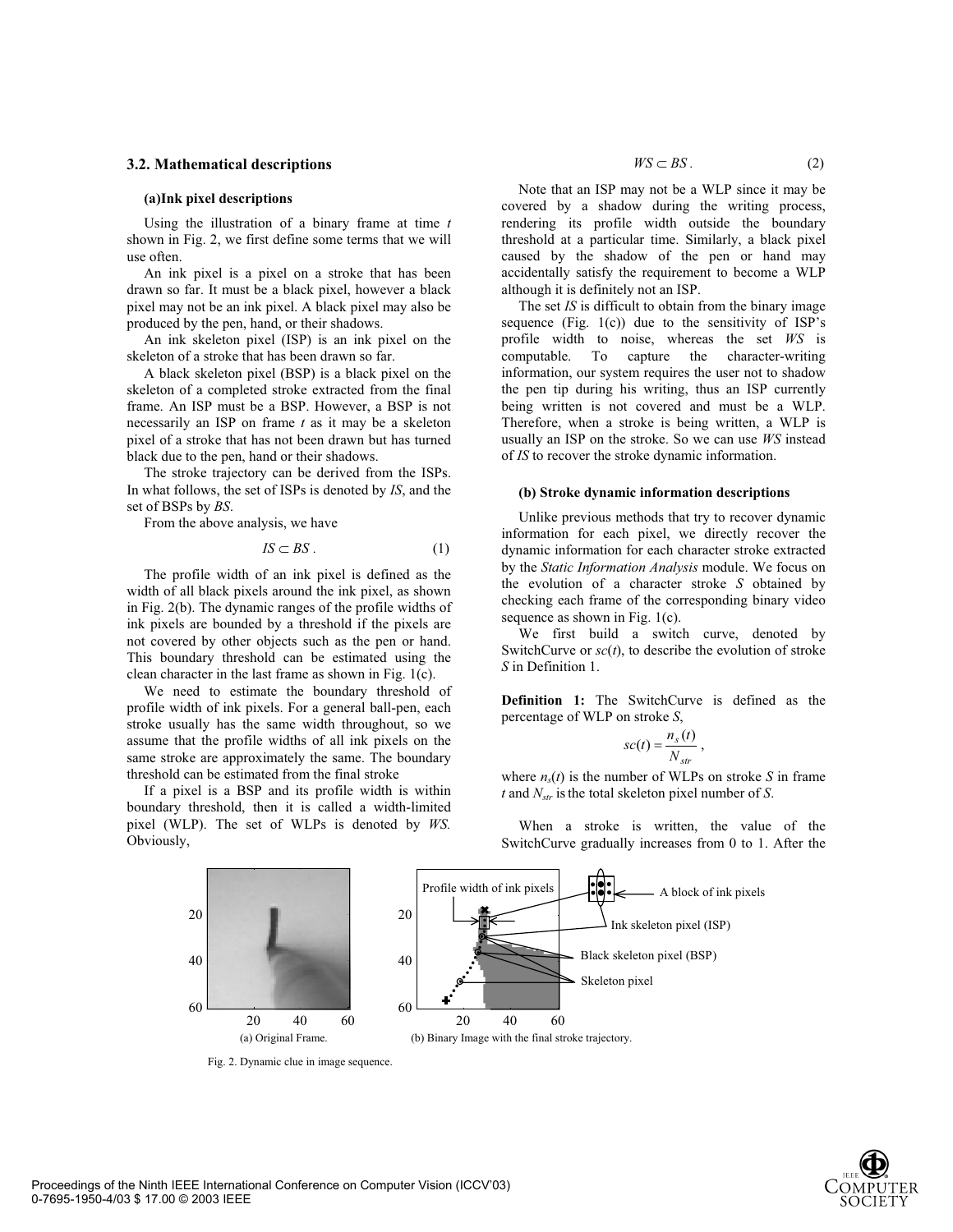### 3.2. Mathematical descriptions

#### (a) Ink pixel descriptions

Using the illustration of a binary frame at time $t$ shown in Fig. 2, we first define some terms that we will use often.

An ink pixel is a pixel on a stroke that has been drawn so far. It must be a black pixel, however a black pixel may not be an ink pixel. A black pixel may also be produced by the pen, hand, or their shadows.

An ink skeleton pixel (ISP) is an ink pixel on the skeleton of a stroke that has been drawn so far.

A black skeleton pixel (BSP) is a black pixel on the skeleton of a completed stroke extracted from the final frame. An ISP must be a BSP. However, a BSP is not necessarily an ISP on frame $t$ as it may be a skeleton pixel of a stroke that has not been drawn but has turned black due to the pen, hand or their shadows.

The stroke trajectory can be derived from the ISPs. In what follows, the set of ISPs is denoted by *IS*, and the set of BSPs by *BS*.

From the above analysis, we have

$$IS \subset BS\,. \tag{1}$$

The profile width of an ink pixel is defined as the width of all black pixels around the ink pixel, as shown in Fig. 2(b). The dynamic ranges of the profile widths of ink pixels are bounded by a threshold if the pixels are not covered by other objects such as the pen or hand. This boundary threshold can be estimated using the clean character in the last frame as shown in Fig. 1(c).

We need to estimate the boundary threshold of profile width of ink pixels. For a general ball-pen, each stroke usually has the same width throughout, so we assume that the profile widths of all ink pixels on the same stroke are approximately the same. The boundary threshold can be estimated from the final stroke

If a pixel is a BSP and its profile width is within boundary threshold, then it is called a width-limited pixel (WLP). The set of WLPs is denoted by *WS.* Obviously,

$$WS \subset BS\,. \tag{2}$$

Note that an ISP may not be a WLP since it may be covered by a shadow during the writing process, rendering its profile width outside the boundary threshold at a particular time. Similarly, a black pixel caused by the shadow of the pen or hand may accidentally satisfy the requirement to become a WLP although it is definitely not an ISP.

The set *IS* is difficult to obtain from the binary image sequence (Fig. 1(c)) due to the sensitivity of ISP's profile width to noise, whereas the set *WS* is computable. To capture the character-writing information, our system requires the user not to shadow the pen tip during his writing, thus an ISP currently being written is not covered and must be a WLP. Therefore, when a stroke is being written, a WLP is usually an ISP on the stroke. So we can use *WS* instead of *IS* to recover the stroke dynamic information.

#### (b) Stroke dynamic information descriptions

Unlike previous methods that try to recover dynamic information for each pixel, we directly recover the dynamic information for each character stroke extracted by the *Static Information Analysis* module. We focus on the evolution of a character stroke *S* obtained by checking each frame of the corresponding binary video sequence as shown in Fig. 1(c).

We first build a switch curve, denoted by SwitchCurve or $sc(t)$, to describe the evolution of stroke *S* in Definition 1.

**Definition 1:** The SwitchCurve is defined as the percentage of WLP on stroke *S*,

$$sc(t) = \frac{n_s(t)}{N_{str}}\,,$$

where $n_s(t)$ is the number of WLPs on stroke *S* in frame $t$ and $N_{str}$ is the total skeleton pixel number of *S*.

When a stroke is written, the value of the SwitchCurve gradually increases from 0 to 1. After the

(a) Original Frame.

(b) Binary Image with the final stroke trajectory.

Fig. 2. Dynamic clue in image sequence.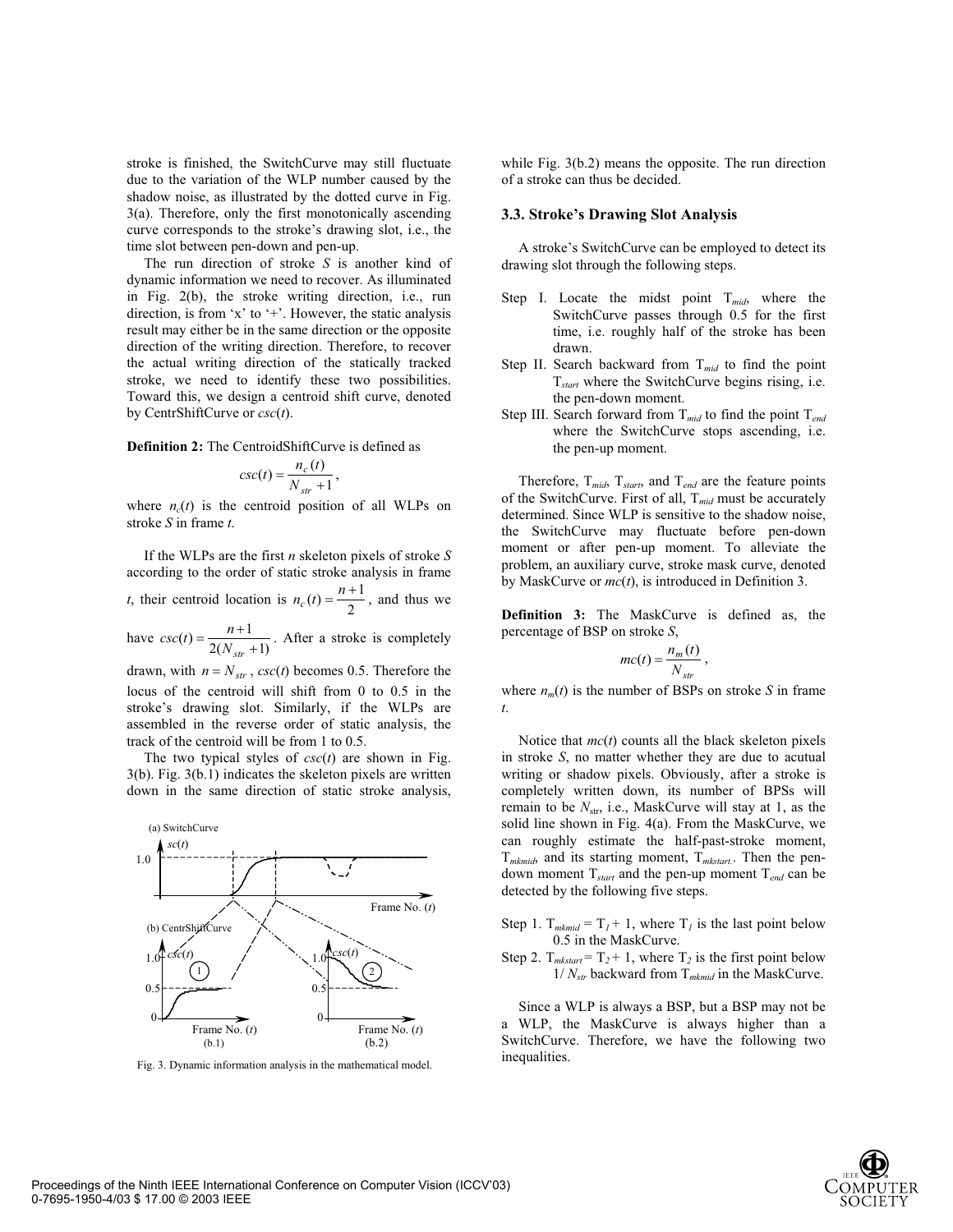stroke is finished, the SwitchCurve may still fluctuate due to the variation of the WLP number caused by the shadow noise, as illustrated by the dotted curve in Fig. 3(a). Therefore, only the first monotonically ascending curve corresponds to the stroke's drawing slot, i.e., the time slot between pen-down and pen-up.

The run direction of stroke *S* is another kind of dynamic information we need to recover. As illuminated in Fig. 2(b), the stroke writing direction, i.e., run direction, is from 'x' to '+'. However, the static analysis result may either be in the same direction or the opposite direction of the writing direction. Therefore, to recover the actual writing direction of the statically tracked stroke, we need to identify these two possibilities. Toward this, we design a centroid shift curve, denoted by CentrShiftCurve or $csc(t)$.

**Definition 2:** The CentroidShiftCurve is defined as

$$csc(t) = \frac{n_c(t)}{N_{str} + 1},$$

where $n_c(t)$ is the centroid position of all WLPs on stroke *S* in frame *t*.

If the WLPs are the first *n* skeleton pixels of stroke *S* according to the order of static stroke analysis in frame *t*, their centroid location is $n_c(t) = \frac{n+1}{2}$, and thus we have $csc(t) = \frac{n+1}{2(N_{str}+1)}$. After a stroke is completely drawn, with $n = N_{str}$, $csc(t)$ becomes 0.5. Therefore the locus of the centroid will shift from 0 to 0.5 in the stroke's drawing slot. Similarly, if the WLPs are assembled in the reverse order of static analysis, the track of the centroid will be from 1 to 0.5.

The two typical styles of $csc(t)$ are shown in Fig. 3(b). Fig. 3(b.1) indicates the skeleton pixels are written down in the same direction of static stroke analysis, while Fig. 3(b.2) means the opposite. The run direction of a stroke can thus be decided.

Fig. 3. Dynamic information analysis in the mathematical model.

### 3.3. Stroke's Drawing Slot Analysis

A stroke's SwitchCurve can be employed to detect its drawing slot through the following steps.

- Step I. Locate the midst point $T_{mid}$, where the SwitchCurve passes through 0.5 for the first time, i.e. roughly half of the stroke has been drawn.
- Step II. Search backward from $T_{mid}$ to find the point $T_{start}$ where the SwitchCurve begins rising, i.e. the pen-down moment.
- Step III. Search forward from $T_{mid}$ to find the point $T_{end}$ where the SwitchCurve stops ascending, i.e. the pen-up moment.

Therefore, $T_{mid}$, $T_{start}$, and $T_{end}$ are the feature points of the SwitchCurve. First of all, $T_{mid}$ must be accurately determined. Since WLP is sensitive to the shadow noise, the SwitchCurve may fluctuate before pen-down moment or after pen-up moment. To alleviate the problem, an auxiliary curve, stroke mask curve, denoted by MaskCurve or $mc(t)$, is introduced in Definition 3.

**Definition 3:** The MaskCurve is defined as, the percentage of BSP on stroke *S*,

$$mc(t) = \frac{n_m(t)}{N_{str}},$$

where $n_m(t)$ is the number of BSPs on stroke *S* in frame *t*.

Notice that $mc(t)$ counts all the black skeleton pixels in stroke *S*, no matter whether they are due to acutual writing or shadow pixels. Obviously, after a stroke is completely written down, its number of BPSs will remain to be $N_{str}$, i.e., MaskCurve will stay at 1, as the solid line shown in Fig. 4(a). From the MaskCurve, we can roughly estimate the half-past-stroke moment, $T_{mkmid}$, and its starting moment, $T_{mkstart}$. Then the pen-down moment $T_{start}$ and the pen-up moment $T_{end}$ can be detected by the following five steps.

- Step 1. $T_{mkmid} = T_1 + 1$, where $T_1$ is the last point below 0.5 in the MaskCurve.
- Step 2. $T_{mkstart} = T_2 + 1$, where $T_2$ is the first point below $1/N_{str}$ backward from $T_{mkmid}$ in the MaskCurve.

Since a WLP is always a BSP, but a BSP may not be a WLP, the MaskCurve is always higher than a SwitchCurve. Therefore, we have the following two inequalities.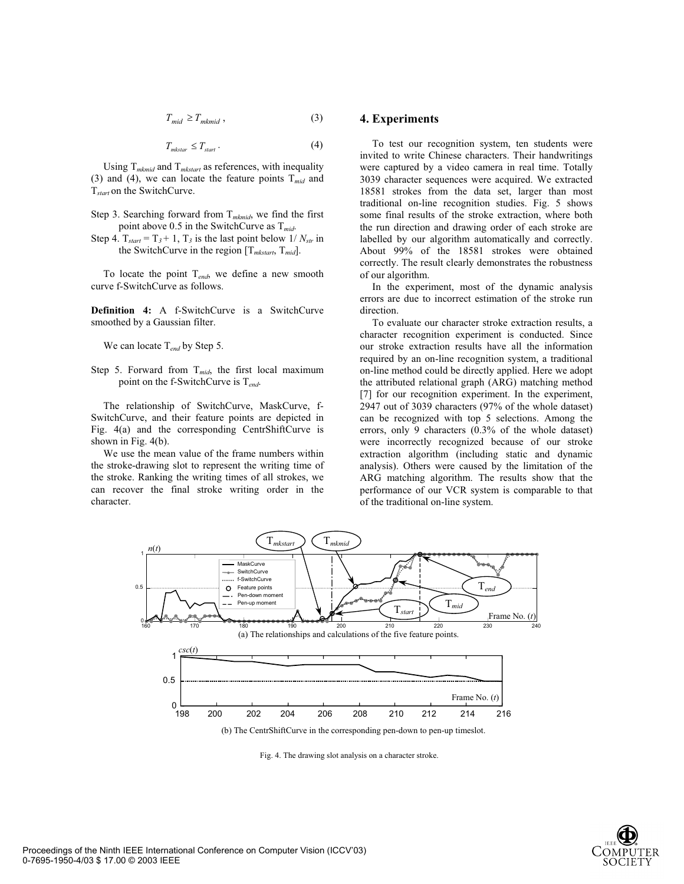$$T_{mid} \geq T_{mkmid} \, , \tag{3}$$

$$T_{mkstar} \leq T_{start} \, . \tag{4}$$

Using $T_{mkmid}$ and $T_{mkstart}$ as references, with inequality (3) and (4), we can locate the feature points $T_{mid}$ and $T_{start}$ on the SwitchCurve.

Step 3. Searching forward from $T_{mkmid}$, we find the first point above 0.5 in the SwitchCurve as $T_{mid}$.

Step 4. $T_{start} = T_3 + 1$, $T_3$ is the last point below $1/N_{str}$ in the SwitchCurve in the region $[T_{mkstart}, T_{mid}]$.

To locate the point $T_{end}$, we define a new smooth curve f-SwitchCurve as follows.

**Definition 4:** A f-SwitchCurve is a SwitchCurve smoothed by a Gaussian filter.

We can locate $T_{end}$ by Step 5.

Step 5. Forward from $T_{mid}$, the first local maximum point on the f-SwitchCurve is $T_{end}$.

The relationship of SwitchCurve, MaskCurve, f-SwitchCurve, and their feature points are depicted in Fig. 4(a) and the corresponding CentrShiftCurve is shown in Fig. 4(b).

We use the mean value of the frame numbers within the stroke-drawing slot to represent the writing time of the stroke. Ranking the writing times of all strokes, we can recover the final stroke writing order in the character.

## 4. Experiments

To test our recognition system, ten students were invited to write Chinese characters. Their handwritings were captured by a video camera in real time. Totally 3039 character sequences were acquired. We extracted 18581 strokes from the data set, larger than most traditional on-line recognition studies. Fig. 5 shows some final results of the stroke extraction, where both the run direction and drawing order of each stroke are labelled by our algorithm automatically and correctly. About 99% of the 18581 strokes were obtained correctly. The result clearly demonstrates the robustness of our algorithm.

In the experiment, most of the dynamic analysis errors are due to incorrect estimation of the stroke run direction.

To evaluate our character stroke extraction results, a character recognition experiment is conducted. Since our stroke extraction results have all the information required by an on-line recognition system, a traditional on-line method could be directly applied. Here we adopt the attributed relational graph (ARG) matching method [7] for our recognition experiment. In the experiment, 2947 out of 3039 characters (97% of the whole dataset) can be recognized with top 5 selections. Among the errors, only 9 characters (0.3% of the whole dataset) were incorrectly recognized because of our stroke extraction algorithm (including static and dynamic analysis). Others were caused by the limitation of the ARG matching algorithm. The results show that the performance of our VCR system is comparable to that of the traditional on-line system.

(a) The relationships and calculations of the five feature points.

(b) The CentrShiftCurve in the corresponding pen-down to pen-up timeslot.

Fig. 4. The drawing slot analysis on a character stroke.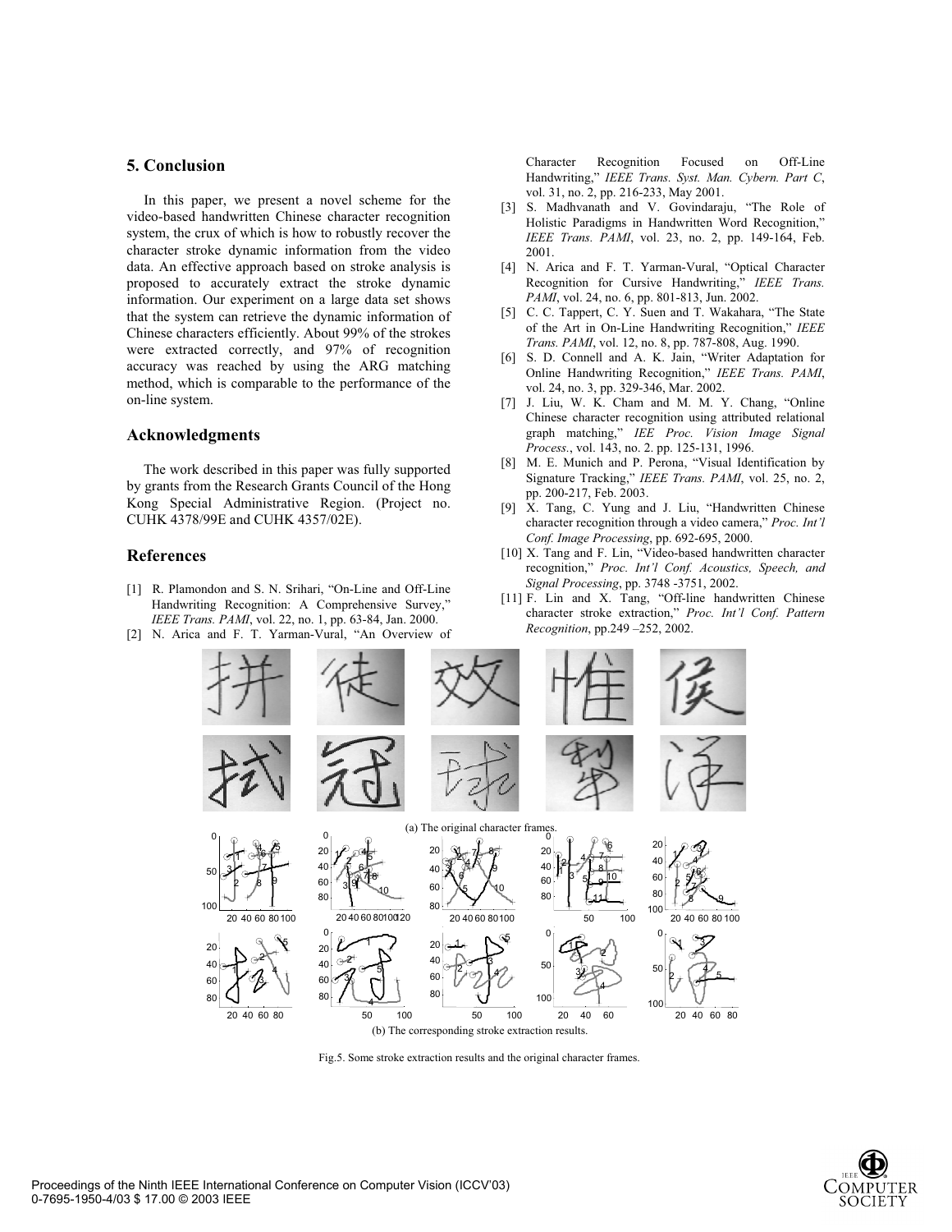## 5. Conclusion

In this paper, we present a novel scheme for the video-based handwritten Chinese character recognition system, the crux of which is how to robustly recover the character stroke dynamic information from the video data. An effective approach based on stroke analysis is proposed to accurately extract the stroke dynamic information. Our experiment on a large data set shows that the system can retrieve the dynamic information of Chinese characters efficiently. About 99% of the strokes were extracted correctly, and 97% of recognition accuracy was reached by using the ARG matching method, which is comparable to the performance of the on-line system.

## Acknowledgments

The work described in this paper was fully supported by grants from the Research Grants Council of the Hong Kong Special Administrative Region. (Project no. CUHK 4378/99E and CUHK 4357/02E).

## References

[1] R. Plamondon and S. N. Srihari, "On-Line and Off-Line Handwriting Recognition: A Comprehensive Survey," *IEEE Trans. PAMI*, vol. 22, no. 1, pp. 63-84, Jan. 2000.

[2] N. Arica and F. T. Yarman-Vural, "An Overview of Character Recognition Focused on Off-Line Handwriting," *IEEE Trans. Syst. Man. Cybern. Part C*, vol. 31, no. 2, pp. 216-233, May 2001.

[3] S. Madhvanath and V. Govindaraju, "The Role of Holistic Paradigms in Handwritten Word Recognition," *IEEE Trans. PAMI*, vol. 23, no. 2, pp. 149-164, Feb. 2001.

[4] N. Arica and F. T. Yarman-Vural, "Optical Character Recognition for Cursive Handwriting," *IEEE Trans. PAMI*, vol. 24, no. 6, pp. 801-813, Jun. 2002.

[5] C. C. Tappert, C. Y. Suen and T. Wakahara, "The State of the Art in On-Line Handwriting Recognition," *IEEE Trans. PAMI*, vol. 12, no. 8, pp. 787-808, Aug. 1990.

[6] S. D. Connell and A. K. Jain, "Writer Adaptation for Online Handwriting Recognition," *IEEE Trans. PAMI*, vol. 24, no. 3, pp. 329-346, Mar. 2002.

[7] J. Liu, W. K. Cham and M. M. Y. Chang, "Online Chinese character recognition using attributed relational graph matching," *IEE Proc. Vision Image Signal Process.*, vol. 143, no. 2. pp. 125-131, 1996.

[8] M. E. Munich and P. Perona, "Visual Identification by Signature Tracking," *IEEE Trans. PAMI*, vol. 25, no. 2, pp. 200-217, Feb. 2003.

[9] X. Tang, C. Yung and J. Liu, "Handwritten Chinese character recognition through a video camera," *Proc. Int'l Conf. Image Processing*, pp. 692-695, 2000.

[10] X. Tang and F. Lin, "Video-based handwritten character recognition," *Proc. Int'l Conf. Acoustics, Speech, and Signal Processing*, pp. 3748 -3751, 2002.

[11] F. Lin and X. Tang, "Off-line handwritten Chinese character stroke extraction," *Proc. Int'l Conf. Pattern Recognition*, pp.249 –252, 2002.

(a) The original character frames.

(b) The corresponding stroke extraction results.

Fig.5. Some stroke extraction results and the original character frames.